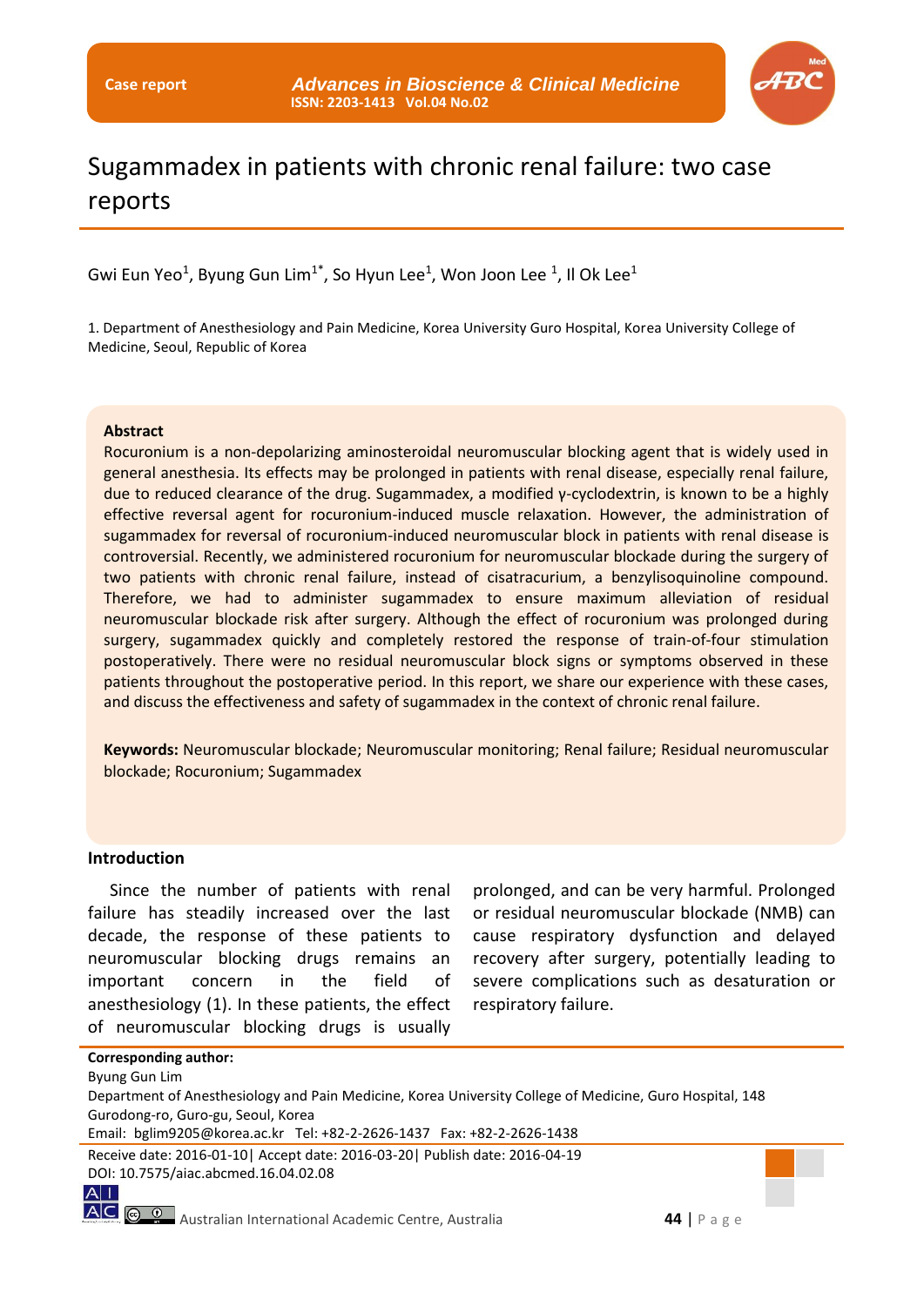Case report

# Sugammadex in patients with chronic renal failure: two case reports

Gwi Eun Yeo[1], Byung Gun Lim[1*], So Hyun Lee[1], Won Joon Lee [1], Il Ok Lee[1]

1. Department of Anesthesiology and Pain Medicine, Korea University Guro Hospital, Korea University College of Medicine, Seoul, Republic of Korea

## Abstract

Rocuronium is a non-depolarizing aminosteroidal neuromuscular blocking agent that is widely used in general anesthesia. Its effects may be prolonged in patients with renal disease, especially renal failure, due to reduced clearance of the drug. Sugammadex, a modified γ-cyclodextrin, is known to be a highly effective reversal agent for rocuronium-induced muscle relaxation. However, the administration of sugammadex for reversal of rocuronium-induced neuromuscular block in patients with renal disease is controversial. Recently, we administered rocuronium for neuromuscular blockade during the surgery of two patients with chronic renal failure, instead of cisatracurium, a benzylisoquinoline compound. Therefore, we had to administer sugammadex to ensure maximum alleviation of residual neuromuscular blockade risk after surgery. Although the effect of rocuronium was prolonged during surgery, sugammadex quickly and completely restored the response of train-of-four stimulation postoperatively. There were no residual neuromuscular block signs or symptoms observed in these patients throughout the postoperative period. In this report, we share our experience with these cases, and discuss the effectiveness and safety of sugammadex in the context of chronic renal failure.

**Keywords:** Neuromuscular blockade; Neuromuscular monitoring; Renal failure; Residual neuromuscular blockade; Rocuronium; Sugammadex

## Introduction

Since the number of patients with renal failure has steadily increased over the last decade, the response of these patients to neuromuscular blocking drugs remains an important concern in the field of anesthesiology (1). In these patients, the effect of neuromuscular blocking drugs is usually prolonged, and can be very harmful. Prolonged or residual neuromuscular blockade (NMB) can cause respiratory dysfunction and delayed recovery after surgery, potentially leading to severe complications such as desaturation or respiratory failure.

**Corresponding author:**
Byung Gun Lim
Department of Anesthesiology and Pain Medicine, Korea University College of Medicine, Guro Hospital, 148 Gurodong-ro, Guro-gu, Seoul, Korea
Email: bglim9205@korea.ac.kr Tel: +82-2-2626-1437 Fax: +82-2-2626-1438

Receive date: 2016-01-10| Accept date: 2016-03-20| Publish date: 2016-04-19
DOI: 10.7575/aiac.abcmed.16.04.02.08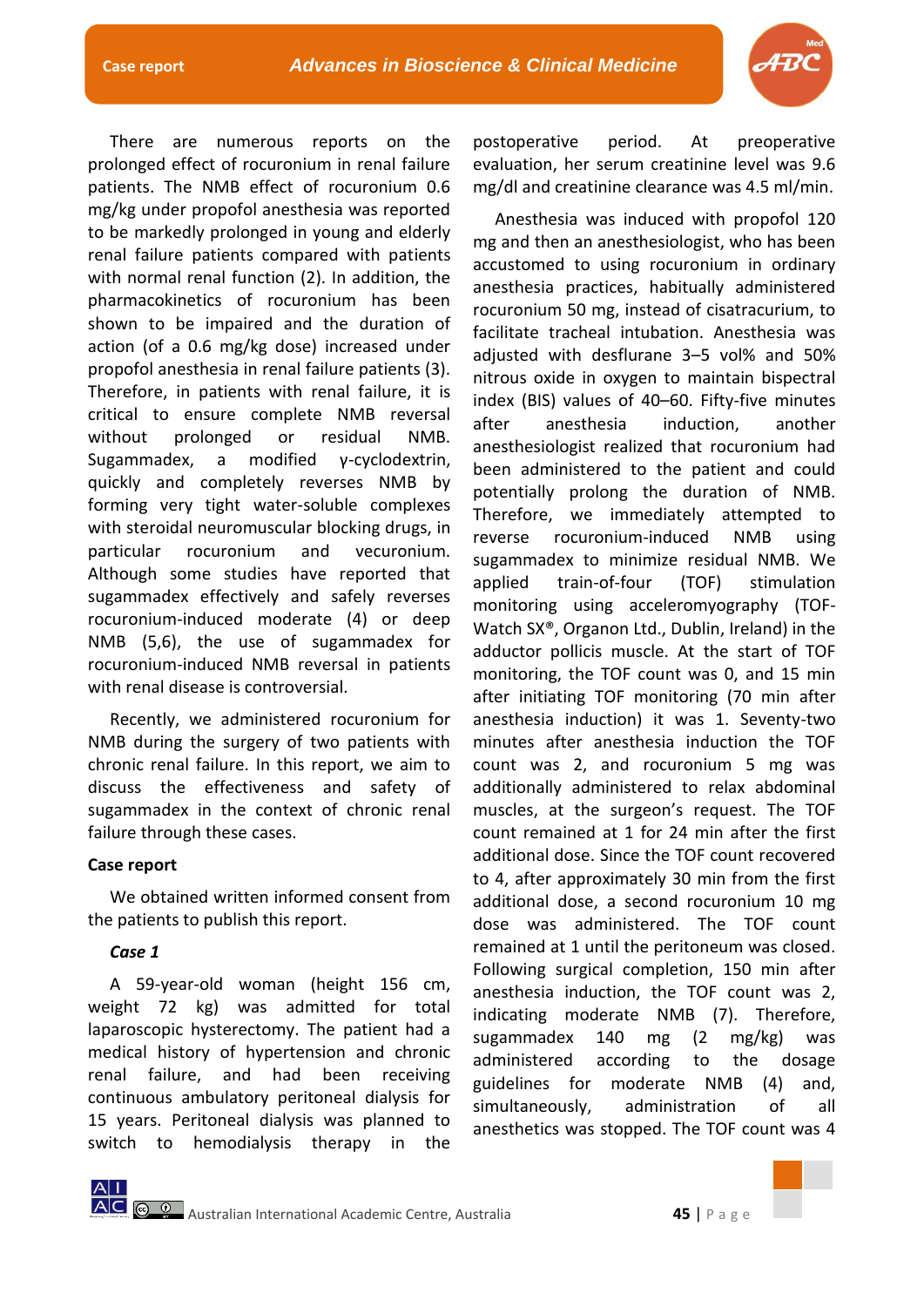There are numerous reports on the prolonged effect of rocuronium in renal failure patients. The NMB effect of rocuronium 0.6 mg/kg under propofol anesthesia was reported to be markedly prolonged in young and elderly renal failure patients compared with patients with normal renal function (2). In addition, the pharmacokinetics of rocuronium has been shown to be impaired and the duration of action (of a 0.6 mg/kg dose) increased under propofol anesthesia in renal failure patients (3). Therefore, in patients with renal failure, it is critical to ensure complete NMB reversal without prolonged or residual NMB. Sugammadex, a modified γ-cyclodextrin, quickly and completely reverses NMB by forming very tight water-soluble complexes with steroidal neuromuscular blocking drugs, in particular rocuronium and vecuronium. Although some studies have reported that sugammadex effectively and safely reverses rocuronium-induced moderate (4) or deep NMB (5,6), the use of sugammadex for rocuronium-induced NMB reversal in patients with renal disease is controversial.

Recently, we administered rocuronium for NMB during the surgery of two patients with chronic renal failure. In this report, we aim to discuss the effectiveness and safety of sugammadex in the context of chronic renal failure through these cases.

## Case report

We obtained written informed consent from the patients to publish this report.

### *Case 1*

A 59-year-old woman (height 156 cm, weight 72 kg) was admitted for total laparoscopic hysterectomy. The patient had a medical history of hypertension and chronic renal failure, and had been receiving continuous ambulatory peritoneal dialysis for 15 years. Peritoneal dialysis was planned to switch to hemodialysis therapy in the postoperative period. At preoperative evaluation, her serum creatinine level was 9.6 mg/dl and creatinine clearance was 4.5 ml/min.

Anesthesia was induced with propofol 120 mg and then an anesthesiologist, who has been accustomed to using rocuronium in ordinary anesthesia practices, habitually administered rocuronium 50 mg, instead of cisatracurium, to facilitate tracheal intubation. Anesthesia was adjusted with desflurane 3–5 vol% and 50% nitrous oxide in oxygen to maintain bispectral index (BIS) values of 40–60. Fifty-five minutes after anesthesia induction, another anesthesiologist realized that rocuronium had been administered to the patient and could potentially prolong the duration of NMB. Therefore, we immediately attempted to reverse rocuronium-induced NMB using sugammadex to minimize residual NMB. We applied train-of-four (TOF) stimulation monitoring using acceleromyography (TOF-Watch SX®, Organon Ltd., Dublin, Ireland) in the adductor pollicis muscle. At the start of TOF monitoring, the TOF count was 0, and 15 min after initiating TOF monitoring (70 min after anesthesia induction) it was 1. Seventy-two minutes after anesthesia induction the TOF count was 2, and rocuronium 5 mg was additionally administered to relax abdominal muscles, at the surgeon's request. The TOF count remained at 1 for 24 min after the first additional dose. Since the TOF count recovered to 4, after approximately 30 min from the first additional dose, a second rocuronium 10 mg dose was administered. The TOF count remained at 1 until the peritoneum was closed. Following surgical completion, 150 min after anesthesia induction, the TOF count was 2, indicating moderate NMB (7). Therefore, sugammadex 140 mg (2 mg/kg) was administered according to the dosage guidelines for moderate NMB (4) and, simultaneously, administration of all anesthetics was stopped. The TOF count was 4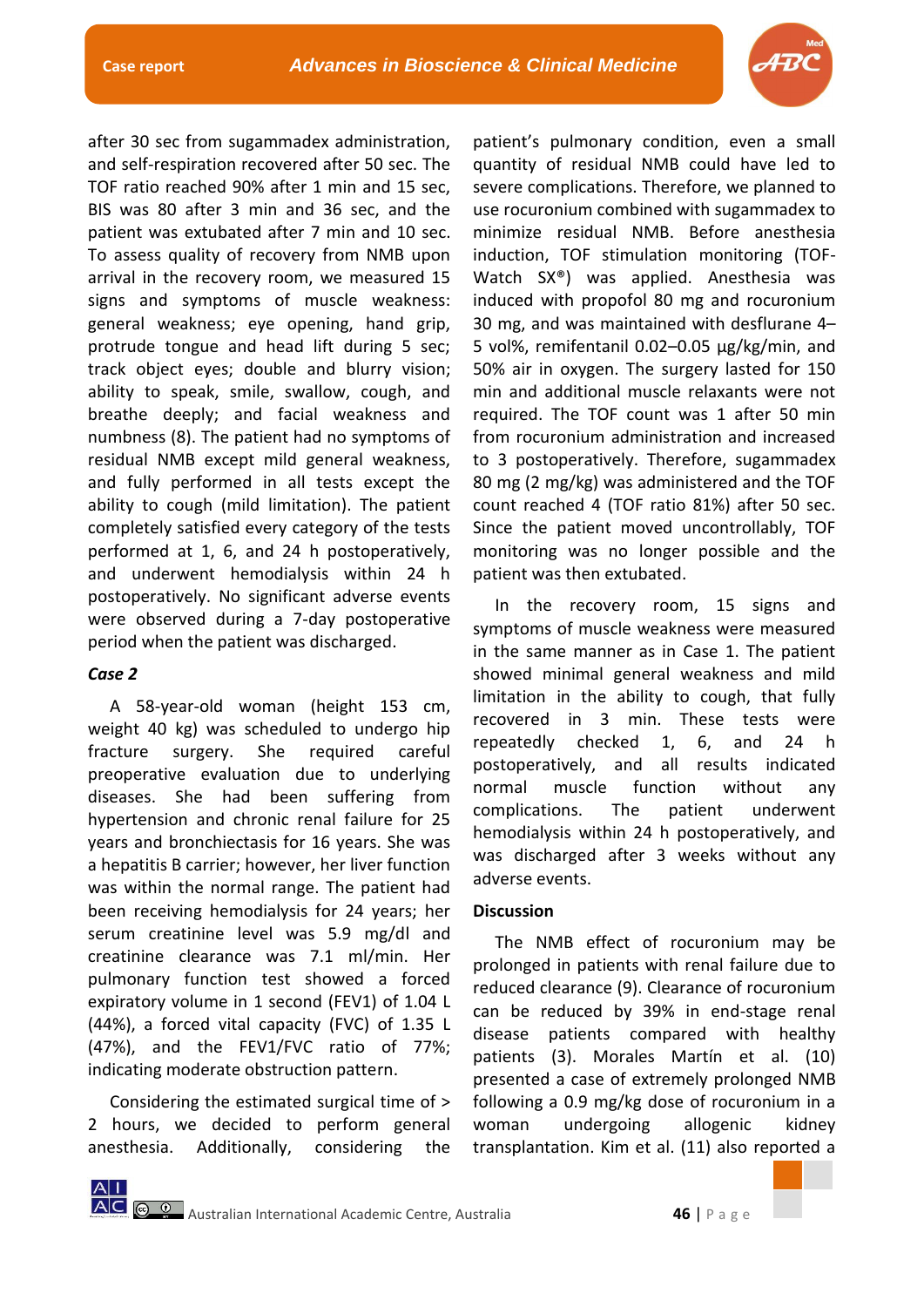after 30 sec from sugammadex administration, and self-respiration recovered after 50 sec. The TOF ratio reached 90% after 1 min and 15 sec, BIS was 80 after 3 min and 36 sec, and the patient was extubated after 7 min and 10 sec. To assess quality of recovery from NMB upon arrival in the recovery room, we measured 15 signs and symptoms of muscle weakness: general weakness; eye opening, hand grip, protrude tongue and head lift during 5 sec; track object eyes; double and blurry vision; ability to speak, smile, swallow, cough, and breathe deeply; and facial weakness and numbness (8). The patient had no symptoms of residual NMB except mild general weakness, and fully performed in all tests except the ability to cough (mild limitation). The patient completely satisfied every category of the tests performed at 1, 6, and 24 h postoperatively, and underwent hemodialysis within 24 h postoperatively. No significant adverse events were observed during a 7-day postoperative period when the patient was discharged.

### *Case 2*

A 58-year-old woman (height 153 cm, weight 40 kg) was scheduled to undergo hip fracture surgery. She required careful preoperative evaluation due to underlying diseases. She had been suffering from hypertension and chronic renal failure for 25 years and bronchiectasis for 16 years. She was a hepatitis B carrier; however, her liver function was within the normal range. The patient had been receiving hemodialysis for 24 years; her serum creatinine level was 5.9 mg/dl and creatinine clearance was 7.1 ml/min. Her pulmonary function test showed a forced expiratory volume in 1 second (FEV1) of 1.04 L (44%), a forced vital capacity (FVC) of 1.35 L (47%), and the FEV1/FVC ratio of 77%; indicating moderate obstruction pattern.

Considering the estimated surgical time of > 2 hours, we decided to perform general anesthesia. Additionally, considering the patient's pulmonary condition, even a small quantity of residual NMB could have led to severe complications. Therefore, we planned to use rocuronium combined with sugammadex to minimize residual NMB. Before anesthesia induction, TOF stimulation monitoring (TOF-Watch SX®) was applied. Anesthesia was induced with propofol 80 mg and rocuronium 30 mg, and was maintained with desflurane 4–5 vol%, remifentanil 0.02–0.05 µg/kg/min, and 50% air in oxygen. The surgery lasted for 150 min and additional muscle relaxants were not required. The TOF count was 1 after 50 min from rocuronium administration and increased to 3 postoperatively. Therefore, sugammadex 80 mg (2 mg/kg) was administered and the TOF count reached 4 (TOF ratio 81%) after 50 sec. Since the patient moved uncontrollably, TOF monitoring was no longer possible and the patient was then extubated.

In the recovery room, 15 signs and symptoms of muscle weakness were measured in the same manner as in Case 1. The patient showed minimal general weakness and mild limitation in the ability to cough, that fully recovered in 3 min. These tests were repeatedly checked 1, 6, and 24 h postoperatively, and all results indicated normal muscle function without any complications. The patient underwent hemodialysis within 24 h postoperatively, and was discharged after 3 weeks without any adverse events.

## Discussion

The NMB effect of rocuronium may be prolonged in patients with renal failure due to reduced clearance (9). Clearance of rocuronium can be reduced by 39% in end-stage renal disease patients compared with healthy patients (3). Morales Martín et al. (10) presented a case of extremely prolonged NMB following a 0.9 mg/kg dose of rocuronium in a woman undergoing allogenic kidney transplantation. Kim et al. (11) also reported a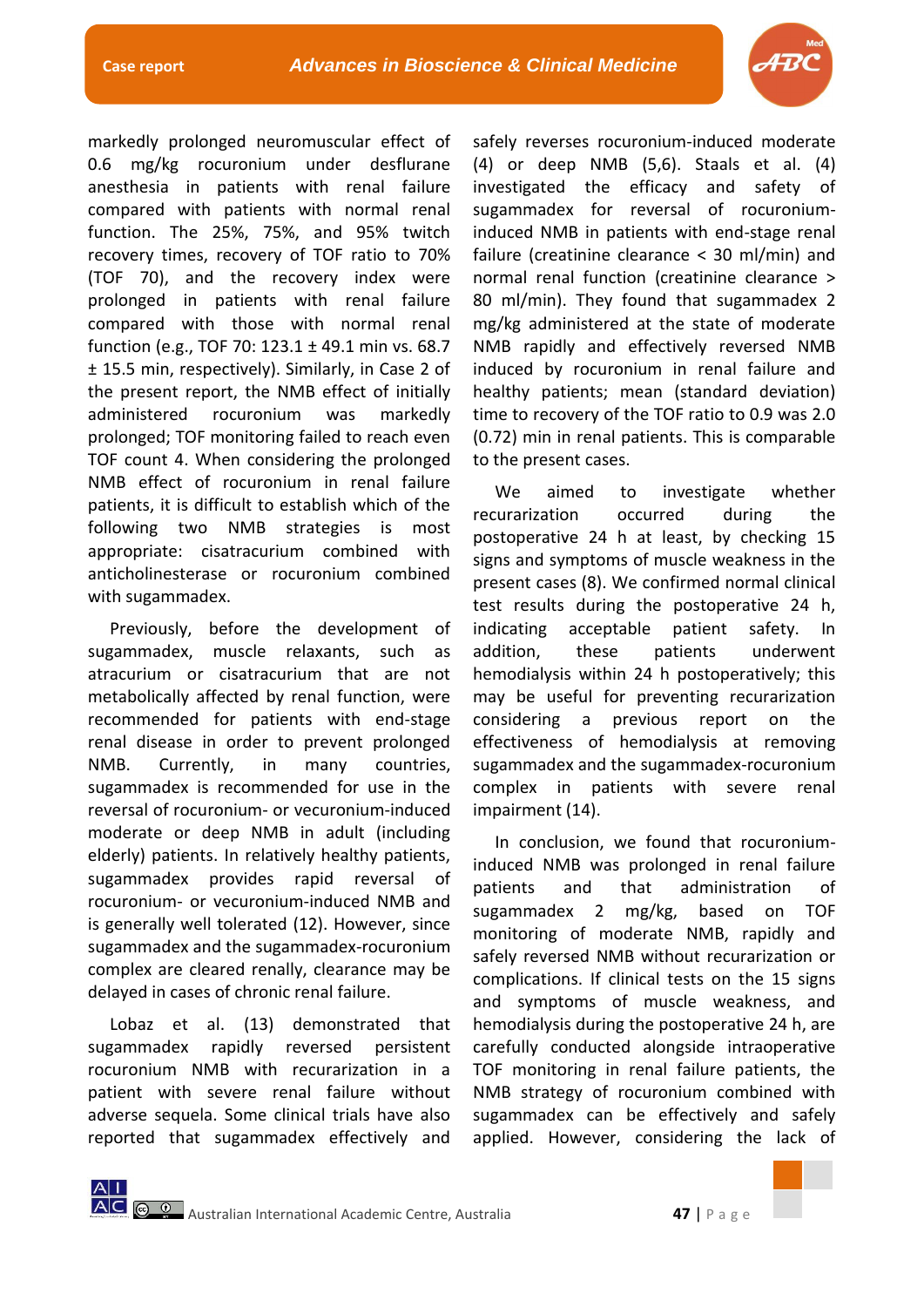markedly prolonged neuromuscular effect of 0.6 mg/kg rocuronium under desflurane anesthesia in patients with renal failure compared with patients with normal renal function. The 25%, 75%, and 95% twitch recovery times, recovery of TOF ratio to 70% (TOF 70), and the recovery index were prolonged in patients with renal failure compared with those with normal renal function (e.g., TOF 70: 123.1 ± 49.1 min vs. 68.7 ± 15.5 min, respectively). Similarly, in Case 2 of the present report, the NMB effect of initially administered rocuronium was markedly prolonged; TOF monitoring failed to reach even TOF count 4. When considering the prolonged NMB effect of rocuronium in renal failure patients, it is difficult to establish which of the following two NMB strategies is most appropriate: cisatracurium combined with anticholinesterase or rocuronium combined with sugammadex.

Previously, before the development of sugammadex, muscle relaxants, such as atracurium or cisatracurium that are not metabolically affected by renal function, were recommended for patients with end-stage renal disease in order to prevent prolonged NMB. Currently, in many countries, sugammadex is recommended for use in the reversal of rocuronium- or vecuronium-induced moderate or deep NMB in adult (including elderly) patients. In relatively healthy patients, sugammadex provides rapid reversal of rocuronium- or vecuronium-induced NMB and is generally well tolerated (12). However, since sugammadex and the sugammadex-rocuronium complex are cleared renally, clearance may be delayed in cases of chronic renal failure.

Lobaz et al. (13) demonstrated that sugammadex rapidly reversed persistent rocuronium NMB with recurarization in a patient with severe renal failure without adverse sequela. Some clinical trials have also reported that sugammadex effectively and safely reverses rocuronium-induced moderate (4) or deep NMB (5,6). Staals et al. (4) investigated the efficacy and safety of sugammadex for reversal of rocuronium-induced NMB in patients with end-stage renal failure (creatinine clearance < 30 ml/min) and normal renal function (creatinine clearance > 80 ml/min). They found that sugammadex 2 mg/kg administered at the state of moderate NMB rapidly and effectively reversed NMB induced by rocuronium in renal failure and healthy patients; mean (standard deviation) time to recovery of the TOF ratio to 0.9 was 2.0 (0.72) min in renal patients. This is comparable to the present cases.

We aimed to investigate whether recurarization occurred during the postoperative 24 h at least, by checking 15 signs and symptoms of muscle weakness in the present cases (8). We confirmed normal clinical test results during the postoperative 24 h, indicating acceptable patient safety. In addition, these patients underwent hemodialysis within 24 h postoperatively; this may be useful for preventing recurarization considering a previous report on the effectiveness of hemodialysis at removing sugammadex and the sugammadex-rocuronium complex in patients with severe renal impairment (14).

In conclusion, we found that rocuronium-induced NMB was prolonged in renal failure patients and that administration of sugammadex 2 mg/kg, based on TOF monitoring of moderate NMB, rapidly and safely reversed NMB without recurarization or complications. If clinical tests on the 15 signs and symptoms of muscle weakness, and hemodialysis during the postoperative 24 h, are carefully conducted alongside intraoperative TOF monitoring in renal failure patients, the NMB strategy of rocuronium combined with sugammadex can be effectively and safely applied. However, considering the lack of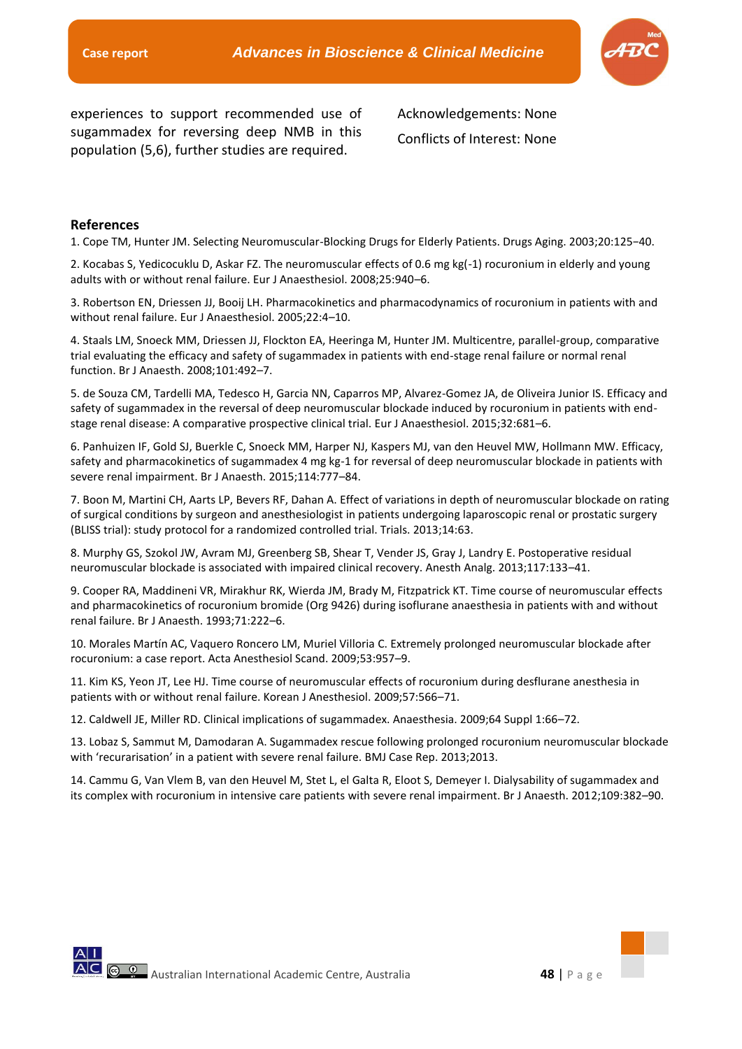experiences to support recommended use of sugammadex for reversing deep NMB in this population (5,6), further studies are required.

Acknowledgements: None

Conflicts of Interest: None

## References

1. Cope TM, Hunter JM. Selecting Neuromuscular-Blocking Drugs for Elderly Patients. Drugs Aging. 2003;20:125–40.

2. Kocabas S, Yedicocuklu D, Askar FZ. The neuromuscular effects of 0.6 mg kg(-1) rocuronium in elderly and young adults with or without renal failure. Eur J Anaesthesiol. 2008;25:940–6.

3. Robertson EN, Driessen JJ, Booij LH. Pharmacokinetics and pharmacodynamics of rocuronium in patients with and without renal failure. Eur J Anaesthesiol. 2005;22:4–10.

4. Staals LM, Snoeck MM, Driessen JJ, Flockton EA, Heeringa M, Hunter JM. Multicentre, parallel-group, comparative trial evaluating the efficacy and safety of sugammadex in patients with end-stage renal failure or normal renal function. Br J Anaesth. 2008;101:492–7.

5. de Souza CM, Tardelli MA, Tedesco H, Garcia NN, Caparros MP, Alvarez-Gomez JA, de Oliveira Junior IS. Efficacy and safety of sugammadex in the reversal of deep neuromuscular blockade induced by rocuronium in patients with end-stage renal disease: A comparative prospective clinical trial. Eur J Anaesthesiol. 2015;32:681–6.

6. Panhuizen IF, Gold SJ, Buerkle C, Snoeck MM, Harper NJ, Kaspers MJ, van den Heuvel MW, Hollmann MW. Efficacy, safety and pharmacokinetics of sugammadex 4 mg kg-1 for reversal of deep neuromuscular blockade in patients with severe renal impairment. Br J Anaesth. 2015;114:777–84.

7. Boon M, Martini CH, Aarts LP, Bevers RF, Dahan A. Effect of variations in depth of neuromuscular blockade on rating of surgical conditions by surgeon and anesthesiologist in patients undergoing laparoscopic renal or prostatic surgery (BLISS trial): study protocol for a randomized controlled trial. Trials. 2013;14:63.

8. Murphy GS, Szokol JW, Avram MJ, Greenberg SB, Shear T, Vender JS, Gray J, Landry E. Postoperative residual neuromuscular blockade is associated with impaired clinical recovery. Anesth Analg. 2013;117:133–41.

9. Cooper RA, Maddineni VR, Mirakhur RK, Wierda JM, Brady M, Fitzpatrick KT. Time course of neuromuscular effects and pharmacokinetics of rocuronium bromide (Org 9426) during isoflurane anaesthesia in patients with and without renal failure. Br J Anaesth. 1993;71:222–6.

10. Morales Martín AC, Vaquero Roncero LM, Muriel Villoria C. Extremely prolonged neuromuscular blockade after rocuronium: a case report. Acta Anesthesiol Scand. 2009;53:957–9.

11. Kim KS, Yeon JT, Lee HJ. Time course of neuromuscular effects of rocuronium during desflurane anesthesia in patients with or without renal failure. Korean J Anesthesiol. 2009;57:566–71.

12. Caldwell JE, Miller RD. Clinical implications of sugammadex. Anaesthesia. 2009;64 Suppl 1:66–72.

13. Lobaz S, Sammut M, Damodaran A. Sugammadex rescue following prolonged rocuronium neuromuscular blockade with 'recurarisation' in a patient with severe renal failure. BMJ Case Rep. 2013;2013.

14. Cammu G, Van Vlem B, van den Heuvel M, Stet L, el Galta R, Eloot S, Demeyer I. Dialysability of sugammadex and its complex with rocuronium in intensive care patients with severe renal impairment. Br J Anaesth. 2012;109:382–90.